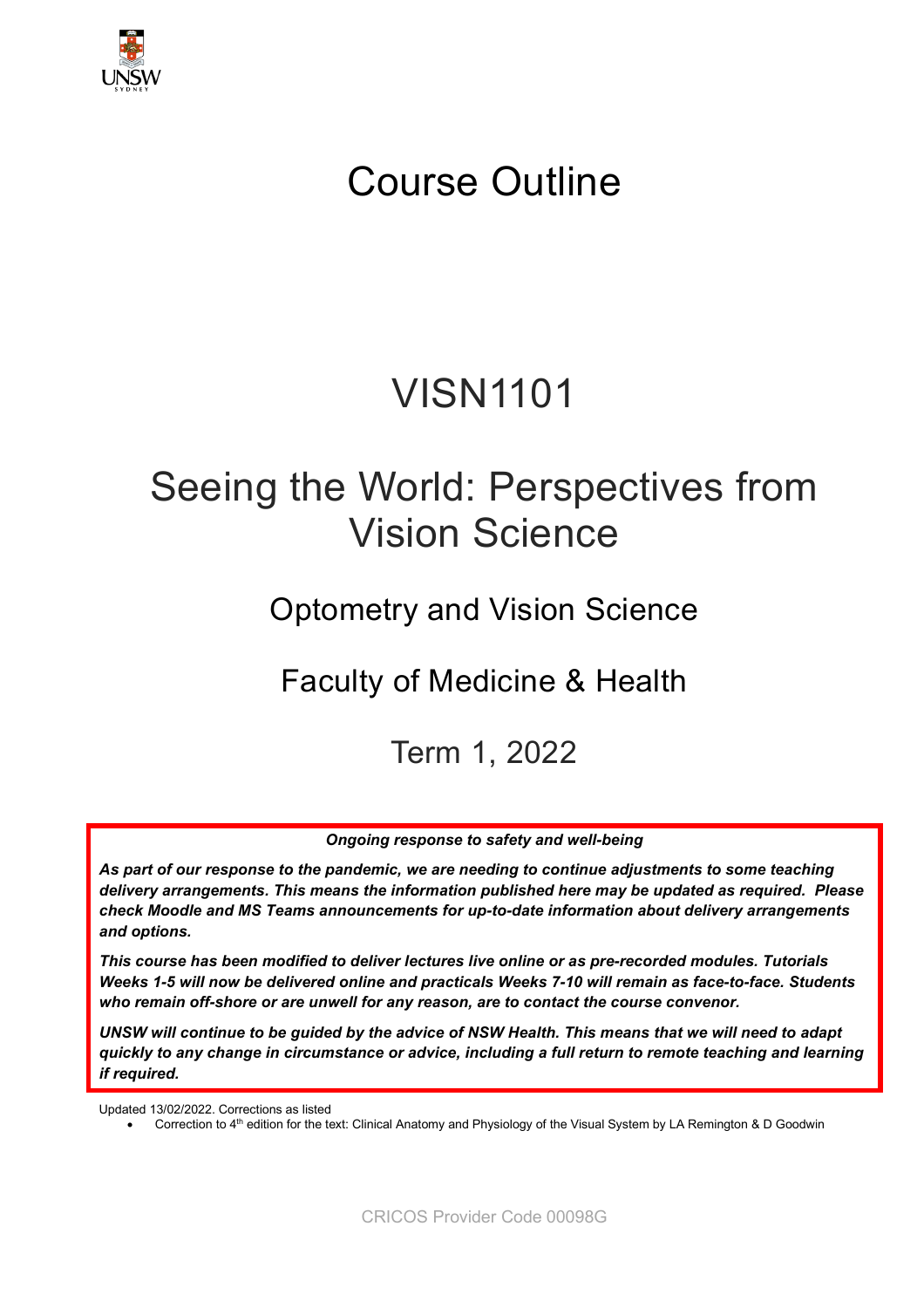# Course Outline

# VISN1101

# Seeing the World: Perspectives from Vision Science

## Optometry and Vision Science

## Faculty of Medicine & Health

## Term 1, 2022

***Ongoing response to safety and well-being***

***As part of our response to the pandemic, we are needing to continue adjustments to some teaching delivery arrangements. This means the information published here may be updated as required. Please check Moodle and MS Teams announcements for up-to-date information about delivery arrangements and options.***

***This course has been modified to deliver lectures live online or as pre-recorded modules. Tutorials Weeks 1-5 will now be delivered online and practicals Weeks 7-10 will remain as face-to-face. Students who remain off-shore or are unwell for any reason, are to contact the course convenor.***

***UNSW will continue to be guided by the advice of NSW Health. This means that we will need to adapt quickly to any change in circumstance or advice, including a full return to remote teaching and learning if required.***

Updated 13/02/2022. Corrections as listed

- Correction to 4th edition for the text: Clinical Anatomy and Physiology of the Visual System by LA Remington & D Goodwin

CRICOS Provider Code 00098G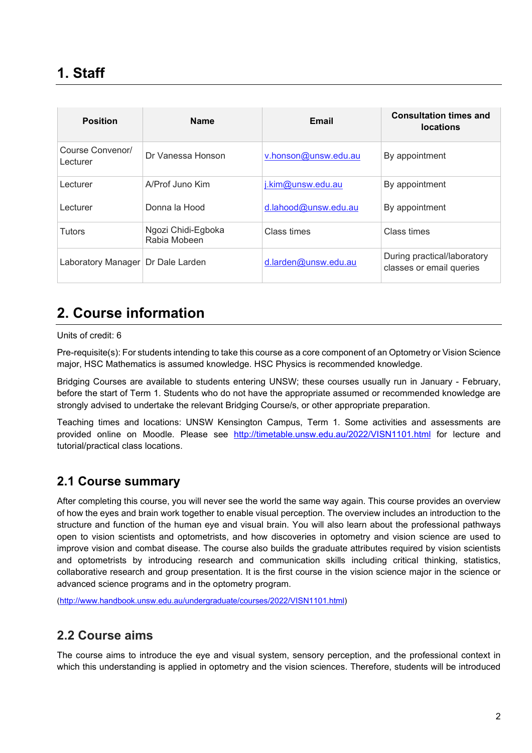# 1. Staff

| Position | Name | Email | Consultation times and locations |
|---|---|---|---|
| Course Convenor/ Lecturer | Dr Vanessa Honson | v.honson@unsw.edu.au | By appointment |
| Lecturer | A/Prof Juno Kim | j.kim@unsw.edu.au | By appointment |
| Lecturer | Donna la Hood | d.lahood@unsw.edu.au | By appointment |
| Tutors | Ngozi Chidi-Egboka<br>Rabia Mobeen | Class times | Class times |
| Laboratory Manager | Dr Dale Larden | d.larden@unsw.edu.au | During practical/laboratory classes or email queries |

# 2. Course information

Units of credit: 6

Pre-requisite(s): For students intending to take this course as a core component of an Optometry or Vision Science major, HSC Mathematics is assumed knowledge. HSC Physics is recommended knowledge.

Bridging Courses are available to students entering UNSW; these courses usually run in January - February, before the start of Term 1. Students who do not have the appropriate assumed or recommended knowledge are strongly advised to undertake the relevant Bridging Course/s, or other appropriate preparation.

Teaching times and locations: UNSW Kensington Campus, Term 1. Some activities and assessments are provided online on Moodle. Please see http://timetable.unsw.edu.au/2022/VISN1101.html for lecture and tutorial/practical class locations.

## 2.1 Course summary

After completing this course, you will never see the world the same way again. This course provides an overview of how the eyes and brain work together to enable visual perception. The overview includes an introduction to the structure and function of the human eye and visual brain. You will also learn about the professional pathways open to vision scientists and optometrists, and how discoveries in optometry and vision science are used to improve vision and combat disease. The course also builds the graduate attributes required by vision scientists and optometrists by introducing research and communication skills including critical thinking, statistics, collaborative research and group presentation. It is the first course in the vision science major in the science or advanced science programs and in the optometry program.

(http://www.handbook.unsw.edu.au/undergraduate/courses/2022/VISN1101.html)

## 2.2 Course aims

The course aims to introduce the eye and visual system, sensory perception, and the professional context in which this understanding is applied in optometry and the vision sciences. Therefore, students will be introduced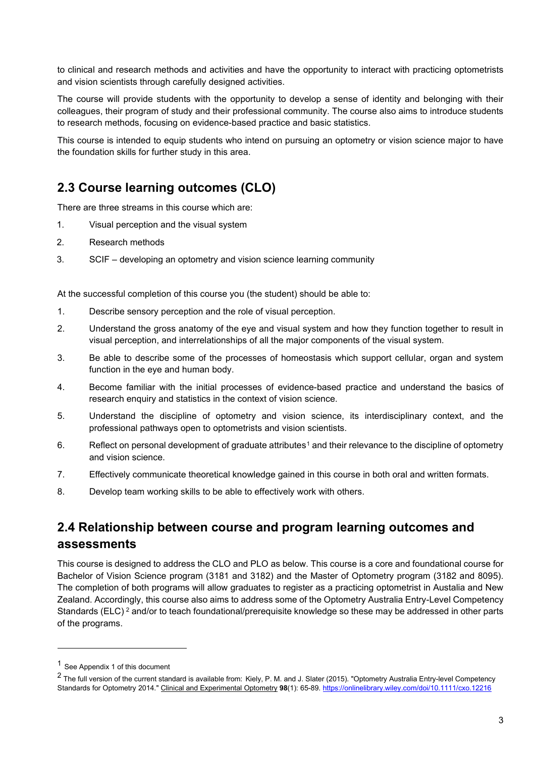to clinical and research methods and activities and have the opportunity to interact with practicing optometrists and vision scientists through carefully designed activities.

The course will provide students with the opportunity to develop a sense of identity and belonging with their colleagues, their program of study and their professional community. The course also aims to introduce students to research methods, focusing on evidence-based practice and basic statistics.

This course is intended to equip students who intend on pursuing an optometry or vision science major to have the foundation skills for further study in this area.

## 2.3 Course learning outcomes (CLO)

There are three streams in this course which are:

1. Visual perception and the visual system
2. Research methods
3. SCIF – developing an optometry and vision science learning community

At the successful completion of this course you (the student) should be able to:

1. Describe sensory perception and the role of visual perception.
2. Understand the gross anatomy of the eye and visual system and how they function together to result in visual perception, and interrelationships of all the major components of the visual system.
3. Be able to describe some of the processes of homeostasis which support cellular, organ and system function in the eye and human body.
4. Become familiar with the initial processes of evidence-based practice and understand the basics of research enquiry and statistics in the context of vision science.
5. Understand the discipline of optometry and vision science, its interdisciplinary context, and the professional pathways open to optometrists and vision scientists.
6. Reflect on personal development of graduate attributes[1] and their relevance to the discipline of optometry and vision science.
7. Effectively communicate theoretical knowledge gained in this course in both oral and written formats.
8. Develop team working skills to be able to effectively work with others.

## 2.4 Relationship between course and program learning outcomes and assessments

This course is designed to address the CLO and PLO as below. This course is a core and foundational course for Bachelor of Vision Science program (3181 and 3182) and the Master of Optometry program (3182 and 8095). The completion of both programs will allow graduates to register as a practicing optometrist in Austalia and New Zealand. Accordingly, this course also aims to address some of the Optometry Australia Entry-Level Competency Standards (ELC) [2] and/or to teach foundational/prerequisite knowledge so these may be addressed in other parts of the programs.

---

[1] See Appendix 1 of this document

[2] The full version of the current standard is available from: Kiely, P. M. and J. Slater (2015). "Optometry Australia Entry-level Competency Standards for Optometry 2014." Clinical and Experimental Optometry **98**(1): 65-89. https://onlinelibrary.wiley.com/doi/10.1111/cxo.12216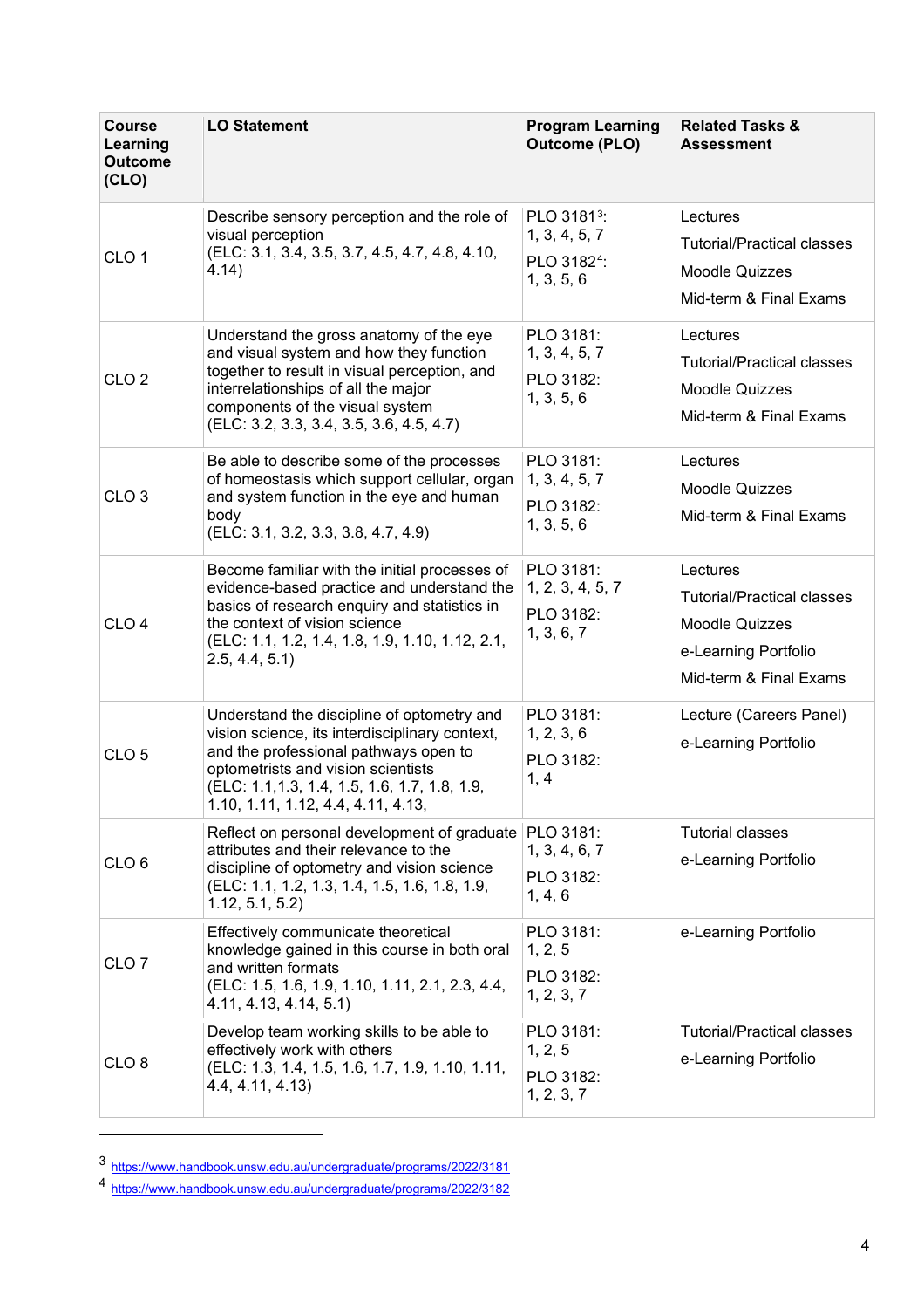| Course Learning Outcome (CLO) | LO Statement | Program Learning Outcome (PLO) | Related Tasks & Assessment |
|---|---|---|---|
| CLO 1 | Describe sensory perception and the role of visual perception (ELC: 3.1, 3.4, 3.5, 3.7, 4.5, 4.7, 4.8, 4.10, 4.14) | PLO 3181[3]: 1, 3, 4, 5, 7<br>PLO 3182[4]: 1, 3, 5, 6 | Lectures<br>Tutorial/Practical classes<br>Moodle Quizzes<br>Mid-term & Final Exams |
| CLO 2 | Understand the gross anatomy of the eye and visual system and how they function together to result in visual perception, and interrelationships of all the major components of the visual system (ELC: 3.2, 3.3, 3.4, 3.5, 3.6, 4.5, 4.7) | PLO 3181: 1, 3, 4, 5, 7<br>PLO 3182: 1, 3, 5, 6 | Lectures<br>Tutorial/Practical classes<br>Moodle Quizzes<br>Mid-term & Final Exams |
| CLO 3 | Be able to describe some of the processes of homeostasis which support cellular, organ and system function in the eye and human body (ELC: 3.1, 3.2, 3.3, 3.8, 4.7, 4.9) | PLO 3181: 1, 3, 4, 5, 7<br>PLO 3182: 1, 3, 5, 6 | Lectures<br>Moodle Quizzes<br>Mid-term & Final Exams |
| CLO 4 | Become familiar with the initial processes of evidence-based practice and understand the basics of research enquiry and statistics in the context of vision science (ELC: 1.1, 1.2, 1.4, 1.8, 1.9, 1.10, 1.12, 2.1, 2.5, 4.4, 5.1) | PLO 3181: 1, 2, 3, 4, 5, 7<br>PLO 3182: 1, 3, 6, 7 | Lectures<br>Tutorial/Practical classes<br>Moodle Quizzes<br>e-Learning Portfolio<br>Mid-term & Final Exams |
| CLO 5 | Understand the discipline of optometry and vision science, its interdisciplinary context, and the professional pathways open to optometrists and vision scientists (ELC: 1.1,1.3, 1.4, 1.5, 1.6, 1.7, 1.8, 1.9, 1.10, 1.11, 1.12, 4.4, 4.11, 4.13, | PLO 3181: 1, 2, 3, 6<br>PLO 3182: 1, 4 | Lecture (Careers Panel)<br>e-Learning Portfolio |
| CLO 6 | Reflect on personal development of graduate attributes and their relevance to the discipline of optometry and vision science (ELC: 1.1, 1.2, 1.3, 1.4, 1.5, 1.6, 1.8, 1.9, 1.12, 5.1, 5.2) | PLO 3181: 1, 3, 4, 6, 7<br>PLO 3182: 1, 4, 6 | Tutorial classes<br>e-Learning Portfolio |
| CLO 7 | Effectively communicate theoretical knowledge gained in this course in both oral and written formats (ELC: 1.5, 1.6, 1.9, 1.10, 1.11, 2.1, 2.3, 4.4, 4.11, 4.13, 4.14, 5.1) | PLO 3181: 1, 2, 5<br>PLO 3182: 1, 2, 3, 7 | e-Learning Portfolio |
| CLO 8 | Develop team working skills to be able to effectively work with others (ELC: 1.3, 1.4, 1.5, 1.6, 1.7, 1.9, 1.10, 1.11, 4.4, 4.11, 4.13) | PLO 3181: 1, 2, 5<br>PLO 3182: 1, 2, 3, 7 | Tutorial/Practical classes<br>e-Learning Portfolio |

[3] https://www.handbook.unsw.edu.au/undergraduate/programs/2022/3181

[4] https://www.handbook.unsw.edu.au/undergraduate/programs/2022/3182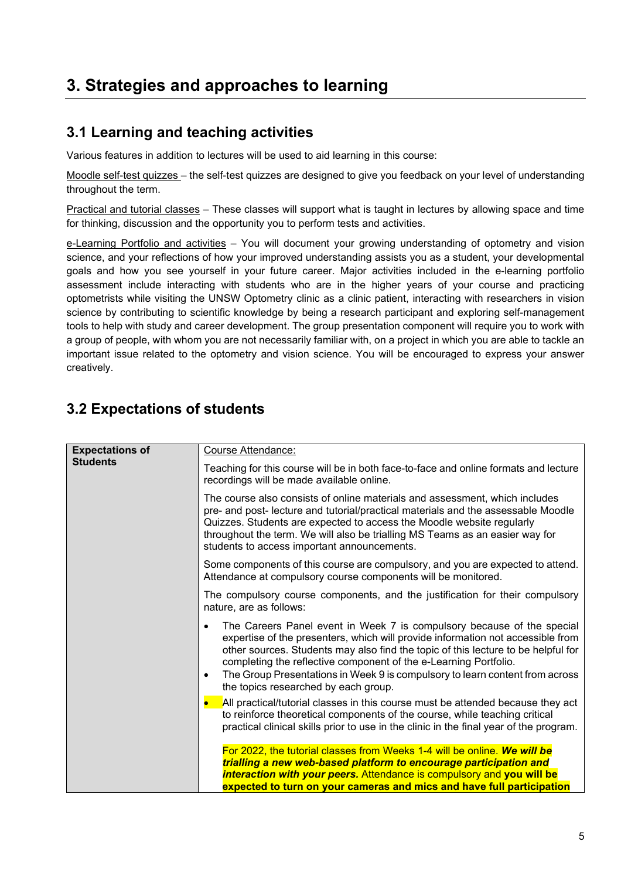# 3. Strategies and approaches to learning

## 3.1 Learning and teaching activities

Various features in addition to lectures will be used to aid learning in this course:

Moodle self-test quizzes – the self-test quizzes are designed to give you feedback on your level of understanding throughout the term.

Practical and tutorial classes – These classes will support what is taught in lectures by allowing space and time for thinking, discussion and the opportunity you to perform tests and activities.

e-Learning Portfolio and activities – You will document your growing understanding of optometry and vision science, and your reflections of how your improved understanding assists you as a student, your developmental goals and how you see yourself in your future career. Major activities included in the e-learning portfolio assessment include interacting with students who are in the higher years of your course and practicing optometrists while visiting the UNSW Optometry clinic as a clinic patient, interacting with researchers in vision science by contributing to scientific knowledge by being a research participant and exploring self-management tools to help with study and career development. The group presentation component will require you to work with a group of people, with whom you are not necessarily familiar with, on a project in which you are able to tackle an important issue related to the optometry and vision science. You will be encouraged to express your answer creatively.

## 3.2 Expectations of students

| **Expectations of Students** | Course Attendance:<br><br>Teaching for this course will be in both face-to-face and online formats and lecture recordings will be made available online.<br><br>The course also consists of online materials and assessment, which includes pre- and post- lecture and tutorial/practical materials and the assessable Moodle Quizzes. Students are expected to access the Moodle website regularly throughout the term. We will also be trialling MS Teams as an easier way for students to access important announcements.<br><br>Some components of this course are compulsory, and you are expected to attend. Attendance at compulsory course components will be monitored.<br><br>The compulsory course components, and the justification for their compulsory nature, are as follows:<br><br>• The Careers Panel event in Week 7 is compulsory because of the special expertise of the presenters, which will provide information not accessible from other sources. Students may also find the topic of this lecture to be helpful for completing the reflective component of the e-Learning Portfolio.<br>• The Group Presentations in Week 9 is compulsory to learn content from across the topics researched by each group.<br>• All practical/tutorial classes in this course must be attended because they act to reinforce theoretical components of the course, while teaching critical practical clinical skills prior to use in the clinic in the final year of the program.<br><br>For 2022, the tutorial classes from Weeks 1-4 will be online. ***We will be trialling a new web-based platform to encourage participation and interaction with your peers.*** Attendance is compulsory and **you will be expected to turn on your cameras and mics and have full participation** |
|---|---|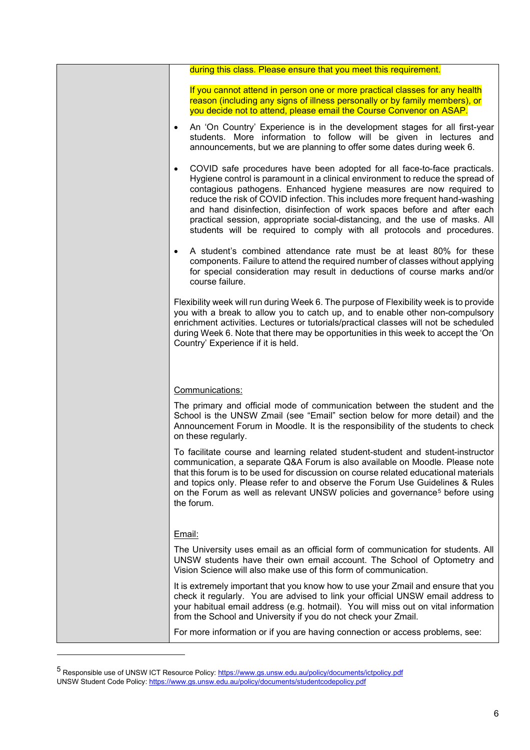during this class. Please ensure that you meet this requirement.

If you cannot attend in person one or more practical classes for any health reason (including any signs of illness personally or by family members), or you decide not to attend, please email the Course Convenor on ASAP.

- An 'On Country' Experience is in the development stages for all first-year students. More information to follow will be given in lectures and announcements, but we are planning to offer some dates during week 6.
- COVID safe procedures have been adopted for all face-to-face practicals. Hygiene control is paramount in a clinical environment to reduce the spread of contagious pathogens. Enhanced hygiene measures are now required to reduce the risk of COVID infection. This includes more frequent hand-washing and hand disinfection, disinfection of work spaces before and after each practical session, appropriate social-distancing, and the use of masks. All students will be required to comply with all protocols and procedures.
- A student's combined attendance rate must be at least 80% for these components. Failure to attend the required number of classes without applying for special consideration may result in deductions of course marks and/or course failure.

Flexibility week will run during Week 6. The purpose of Flexibility week is to provide you with a break to allow you to catch up, and to enable other non-compulsory enrichment activities. Lectures or tutorials/practical classes will not be scheduled during Week 6. Note that there may be opportunities in this week to accept the 'On Country' Experience if it is held.

Communications:

The primary and official mode of communication between the student and the School is the UNSW Zmail (see "Email" section below for more detail) and the Announcement Forum in Moodle. It is the responsibility of the students to check on these regularly.

To facilitate course and learning related student-student and student-instructor communication, a separate Q&A Forum is also available on Moodle. Please note that this forum is to be used for discussion on course related educational materials and topics only. Please refer to and observe the Forum Use Guidelines & Rules on the Forum as well as relevant UNSW policies and governance[5] before using the forum.

Email:

The University uses email as an official form of communication for students. All UNSW students have their own email account. The School of Optometry and Vision Science will also make use of this form of communication.

It is extremely important that you know how to use your Zmail and ensure that you check it regularly. You are advised to link your official UNSW email address to your habitual email address (e.g. hotmail). You will miss out on vital information from the School and University if you do not check your Zmail.

For more information or if you are having connection or access problems, see:

---

[5] Responsible use of UNSW ICT Resource Policy: https://www.gs.unsw.edu.au/policy/documents/ictpolicy.pdf
UNSW Student Code Policy: https://www.gs.unsw.edu.au/policy/documents/studentcodepolicy.pdf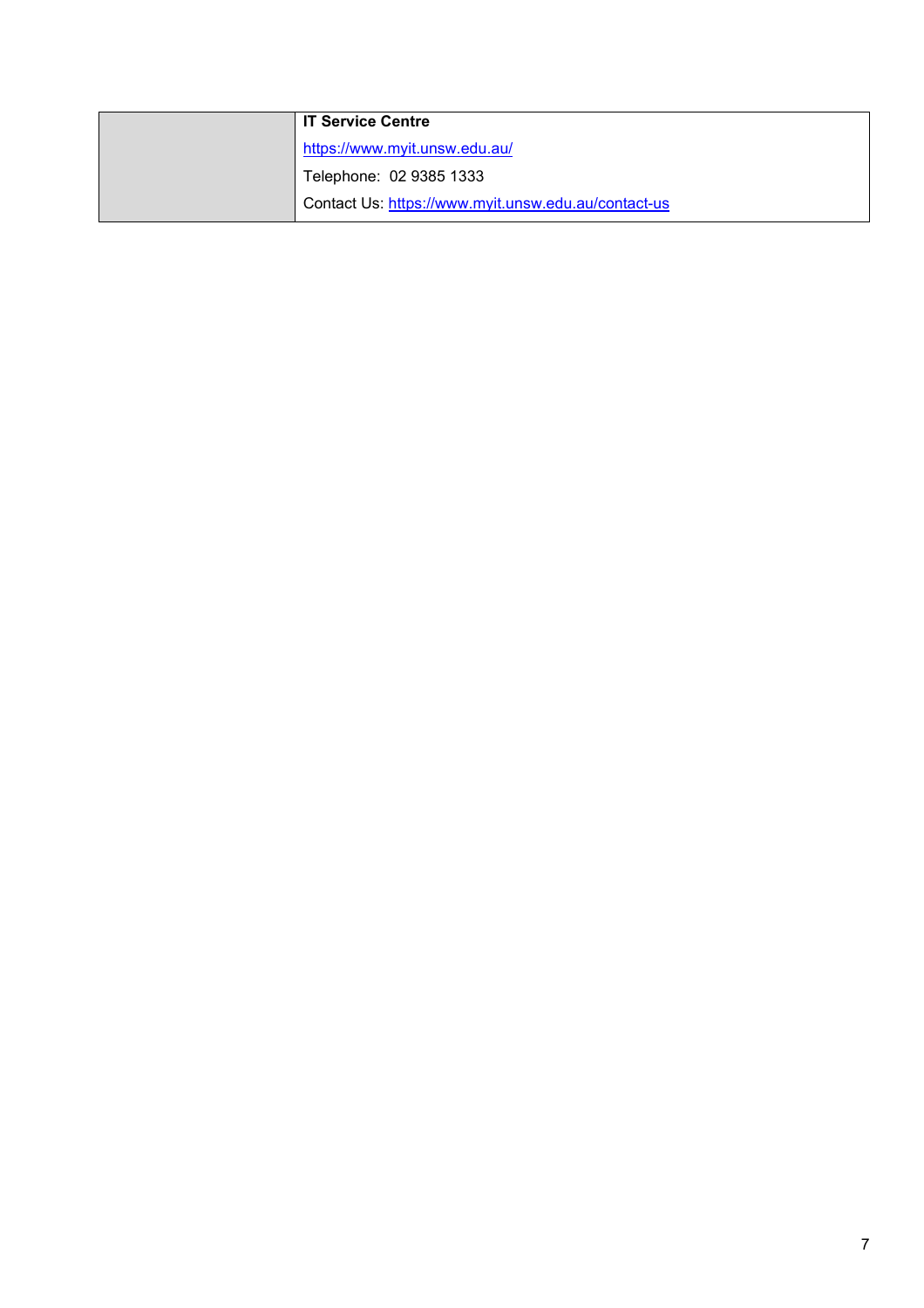| | |
|---|---|
| | **IT Service Centre**<br>https://www.myit.unsw.edu.au/<br>Telephone: 02 9385 1333<br>Contact Us: https://www.myit.unsw.edu.au/contact-us |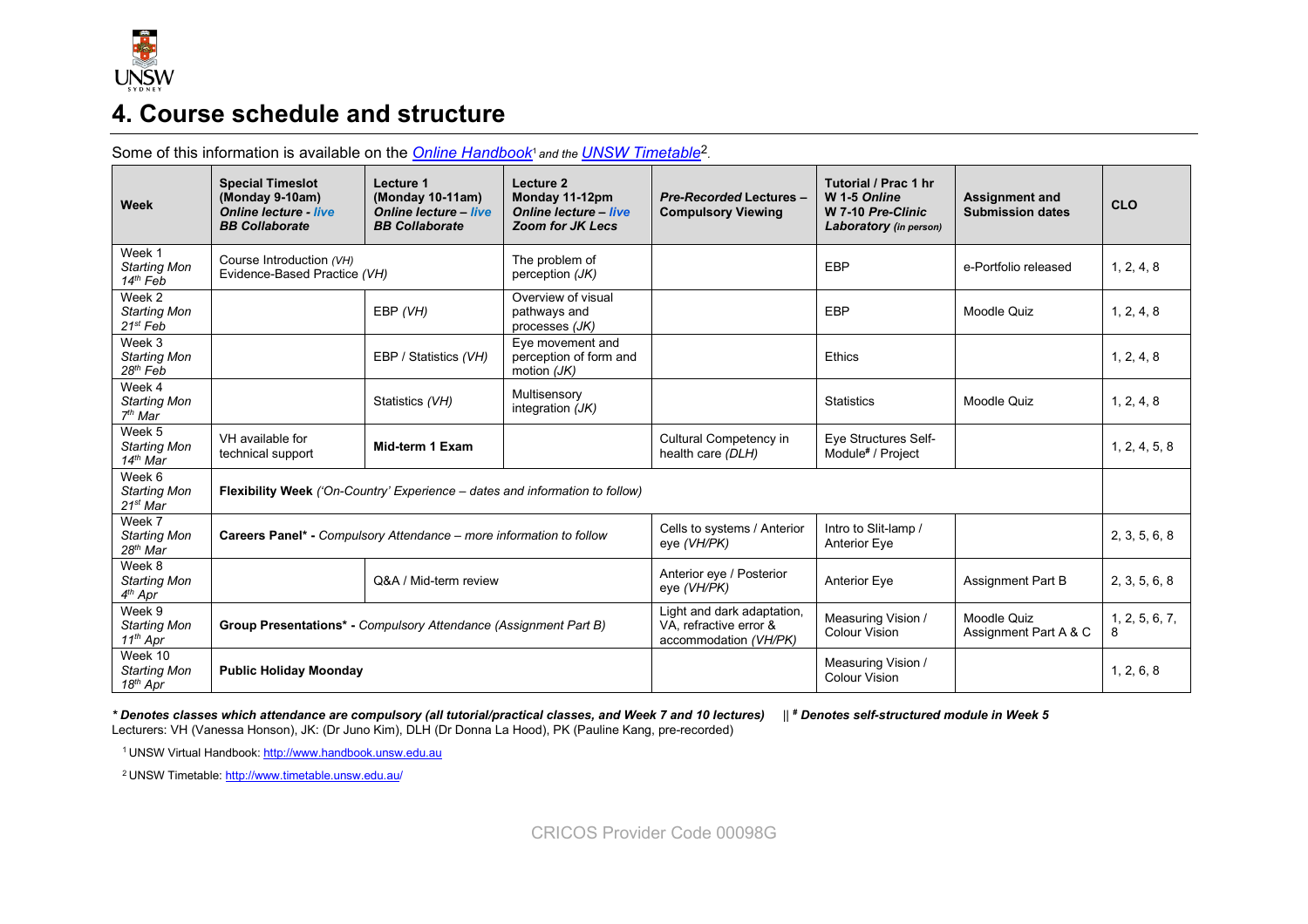# 4. Course schedule and structure

Some of this information is available on the [Online Handbook](http://www.handbook.unsw.edu.au)[1] *and the* [UNSW Timetable](http://www.timetable.unsw.edu.au/)[2].

| Week | Special Timeslot (Monday 9-10am) *Online lecture - live BB Collaborate* | Lecture 1 (Monday 10-11am) *Online lecture – live BB Collaborate* | Lecture 2 Monday 11-12pm *Online lecture – live Zoom for JK Lecs* | *Pre-Recorded* Lectures – Compulsory Viewing | Tutorial / Prac 1 hr W 1-5 *Online* W 7-10 *Pre-Clinic* Laboratory *(in person)* | Assignment and Submission dates | CLO |
|---|---|---|---|---|---|---|---|
| Week 1 *Starting Mon 14th Feb* | Course Introduction *(VH)* Evidence-Based Practice *(VH)* | | The problem of perception *(JK)* | | EBP | e-Portfolio released | 1, 2, 4, 8 |
| Week 2 *Starting Mon 21st Feb* | | EBP *(VH)* | Overview of visual pathways and processes *(JK)* | | EBP | Moodle Quiz | 1, 2, 4, 8 |
| Week 3 *Starting Mon 28th Feb* | | EBP / Statistics *(VH)* | Eye movement and perception of form and motion *(JK)* | | Ethics | | 1, 2, 4, 8 |
| Week 4 *Starting Mon 7th Mar* | | Statistics *(VH)* | Multisensory integration *(JK)* | | Statistics | Moodle Quiz | 1, 2, 4, 8 |
| Week 5 *Starting Mon 14th Mar* | VH available for technical support | **Mid-term 1 Exam** | | Cultural Competency in health care *(DLH)* | Eye Structures Self-Module# / Project | | 1, 2, 4, 5, 8 |
| Week 6 *Starting Mon 21st Mar* | **Flexibility Week** *('On-Country' Experience – dates and information to follow)* | | | | | | |
| Week 7 *Starting Mon 28th Mar* | **Careers Panel\*** - *Compulsory Attendance – more information to follow* | | | Cells to systems / Anterior eye *(VH/PK)* | Intro to Slit-lamp / Anterior Eye | | 2, 3, 5, 6, 8 |
| Week 8 *Starting Mon 4th Apr* | | Q&A / Mid-term review | | Anterior eye / Posterior eye *(VH/PK)* | Anterior Eye | Assignment Part B | 2, 3, 5, 6, 8 |
| Week 9 *Starting Mon 11th Apr* | **Group Presentations\*** - *Compulsory Attendance (Assignment Part B)* | | | Light and dark adaptation, VA, refractive error & accommodation *(VH/PK)* | Measuring Vision / Colour Vision | Moodle Quiz Assignment Part A & C | 1, 2, 5, 6, 7, 8 |
| Week 10 *Starting Mon 18th Apr* | **Public Holiday Moonday** | | | | Measuring Vision / Colour Vision | | 1, 2, 6, 8 |

***\* Denotes classes which attendance are compulsory (all tutorial/practical classes, and Week 7 and 10 lectures)*** || ***# Denotes self-structured module in Week 5***

Lecturers: VH (Vanessa Honson), JK: (Dr Juno Kim), DLH (Dr Donna La Hood), PK (Pauline Kang, pre-recorded)

[1] UNSW Virtual Handbook: http://www.handbook.unsw.edu.au

[2] UNSW Timetable: http://www.timetable.unsw.edu.au/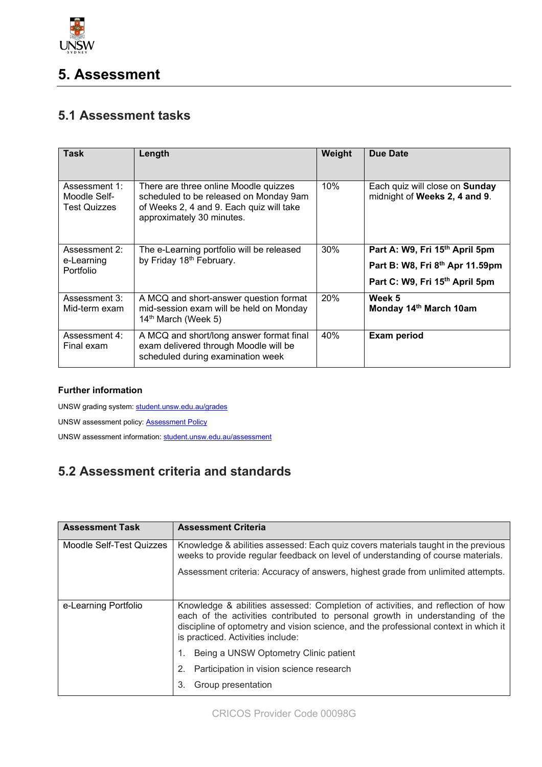# 5. Assessment

## 5.1 Assessment tasks

| Task | Length | Weight | Due Date |
|---|---|---|---|
| Assessment 1: Moodle Self-Test Quizzes | There are three online Moodle quizzes scheduled to be released on Monday 9am of Weeks 2, 4 and 9. Each quiz will take approximately 30 minutes. | 10% | Each quiz will close on **Sunday** midnight of **Weeks 2, 4 and 9**. |
| Assessment 2: e-Learning Portfolio | The e-Learning portfolio will be released by Friday 18th February. | 30% | **Part A: W9, Fri 15th April 5pm**<br>**Part B: W8, Fri 8th Apr 11.59pm**<br>**Part C: W9, Fri 15th April 5pm** |
| Assessment 3: Mid-term exam | A MCQ and short-answer question format mid-session exam will be held on Monday 14th March (Week 5) | 20% | **Week 5**<br>**Monday 14th March 10am** |
| Assessment 4: Final exam | A MCQ and short/long answer format final exam delivered through Moodle will be scheduled during examination week | 40% | **Exam period** |

**Further information**

UNSW grading system: student.unsw.edu.au/grades

UNSW assessment policy: Assessment Policy

UNSW assessment information: student.unsw.edu.au/assessment

## 5.2 Assessment criteria and standards

| Assessment Task | Assessment Criteria |
|---|---|
| Moodle Self-Test Quizzes | Knowledge & abilities assessed: Each quiz covers materials taught in the previous weeks to provide regular feedback on level of understanding of course materials.<br>Assessment criteria: Accuracy of answers, highest grade from unlimited attempts. |
| e-Learning Portfolio | Knowledge & abilities assessed: Completion of activities, and reflection of how each of the activities contributed to personal growth in understanding of the discipline of optometry and vision science, and the professional context in which it is practiced. Activities include:<br>1. Being a UNSW Optometry Clinic patient<br>2. Participation in vision science research<br>3. Group presentation |

CRICOS Provider Code 00098G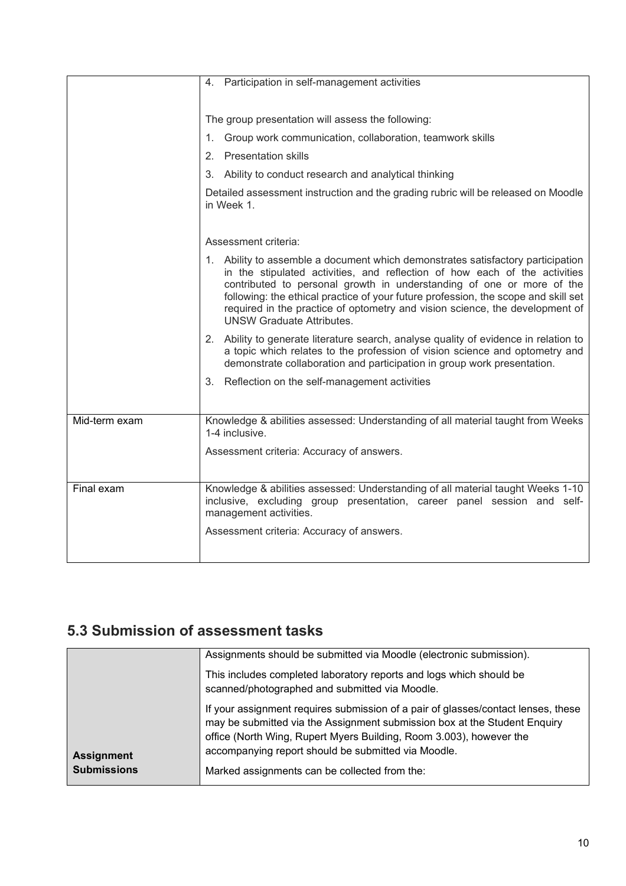| | |
|---|---|
| | 4. Participation in self-management activities<br><br>The group presentation will assess the following:<br>1. Group work communication, collaboration, teamwork skills<br>2. Presentation skills<br>3. Ability to conduct research and analytical thinking<br><br>Detailed assessment instruction and the grading rubric will be released on Moodle in Week 1.<br><br>Assessment criteria:<br>1. Ability to assemble a document which demonstrates satisfactory participation in the stipulated activities, and reflection of how each of the activities contributed to personal growth in understanding of one or more of the following: the ethical practice of your future profession, the scope and skill set required in the practice of optometry and vision science, the development of UNSW Graduate Attributes.<br>2. Ability to generate literature search, analyse quality of evidence in relation to a topic which relates to the profession of vision science and optometry and demonstrate collaboration and participation in group work presentation.<br>3. Reflection on the self-management activities |
| Mid-term exam | Knowledge & abilities assessed: Understanding of all material taught from Weeks 1-4 inclusive.<br><br>Assessment criteria: Accuracy of answers. |
| Final exam | Knowledge & abilities assessed: Understanding of all material taught Weeks 1-10 inclusive, excluding group presentation, career panel session and self-management activities.<br><br>Assessment criteria: Accuracy of answers. |

## 5.3 Submission of assessment tasks

| | |
|---|---|
| **Assignment Submissions** | Assignments should be submitted via Moodle (electronic submission).<br><br>This includes completed laboratory reports and logs which should be scanned/photographed and submitted via Moodle.<br><br>If your assignment requires submission of a pair of glasses/contact lenses, these may be submitted via the Assignment submission box at the Student Enquiry office (North Wing, Rupert Myers Building, Room 3.003), however the accompanying report should be submitted via Moodle.<br><br>Marked assignments can be collected from the: |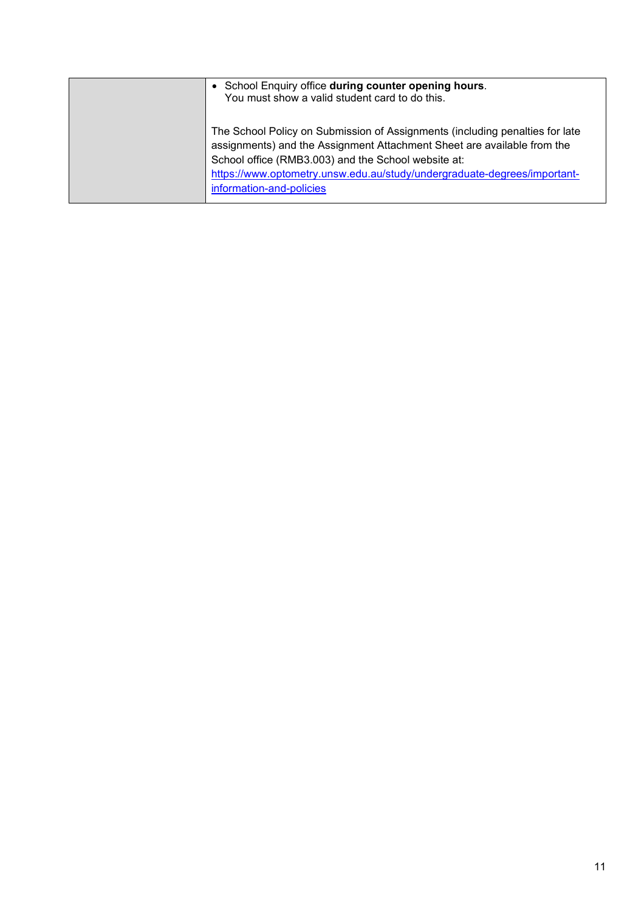| | |
|---|---|
| | • School Enquiry office **during counter opening hours**. You must show a valid student card to do this.<br><br>The School Policy on Submission of Assignments (including penalties for late assignments) and the Assignment Attachment Sheet are available from the School office (RMB3.003) and the School website at: [https://www.optometry.unsw.edu.au/study/undergraduate-degrees/important-information-and-policies](https://www.optometry.unsw.edu.au/study/undergraduate-degrees/important-information-and-policies) |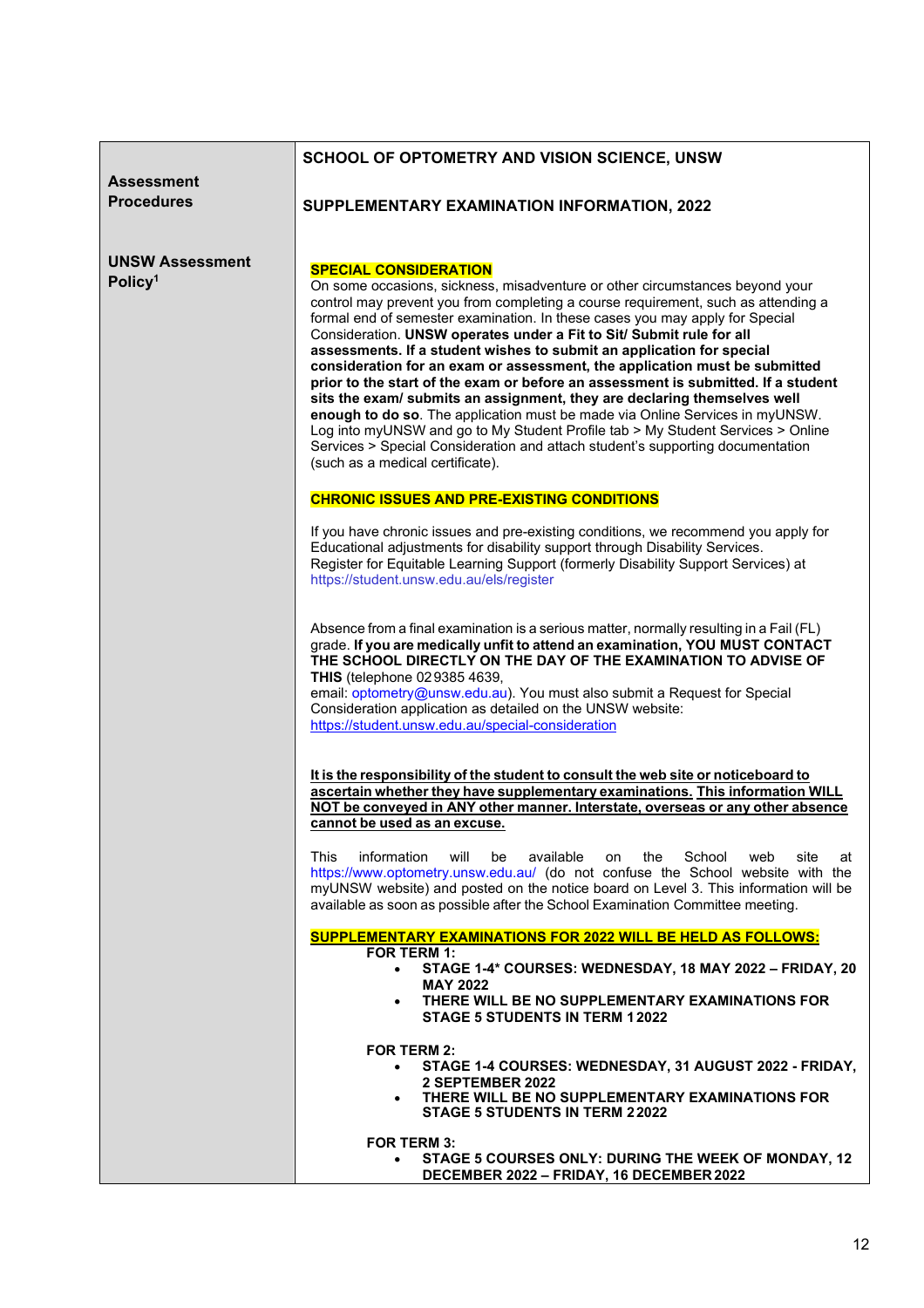| **Assessment Procedures**<br><br>**UNSW Assessment Policy**[1] | **SCHOOL OF OPTOMETRY AND VISION SCIENCE, UNSW**<br><br>**SUPPLEMENTARY EXAMINATION INFORMATION, 2022** |
|---|---|

## SPECIAL CONSIDERATION

On some occasions, sickness, misadventure or other circumstances beyond your control may prevent you from completing a course requirement, such as attending a formal end of semester examination. In these cases you may apply for Special Consideration. **UNSW operates under a Fit to Sit/ Submit rule for all assessments. If a student wishes to submit an application for special consideration for an exam or assessment, the application must be submitted prior to the start of the exam or before an assessment is submitted. If a student sits the exam/ submits an assignment, they are declaring themselves well enough to do so**. The application must be made via Online Services in myUNSW. Log into myUNSW and go to My Student Profile tab > My Student Services > Online Services > Special Consideration and attach student's supporting documentation (such as a medical certificate).

## CHRONIC ISSUES AND PRE-EXISTING CONDITIONS

If you have chronic issues and pre-existing conditions, we recommend you apply for Educational adjustments for disability support through Disability Services. Register for Equitable Learning Support (formerly Disability Support Services) at https://student.unsw.edu.au/els/register

Absence from a final examination is a serious matter, normally resulting in a Fail (FL) grade. **If you are medically unfit to attend an examination, YOU MUST CONTACT THE SCHOOL DIRECTLY ON THE DAY OF THE EXAMINATION TO ADVISE OF THIS** (telephone 02 9385 4639, email: optometry@unsw.edu.au). You must also submit a Request for Special Consideration application as detailed on the UNSW website: https://student.unsw.edu.au/special-consideration

**It is the responsibility of the student to consult the web site or noticeboard to ascertain whether they have supplementary examinations. This information WILL NOT be conveyed in ANY other manner. Interstate, overseas or any other absence cannot be used as an excuse.**

This information will be available on the School web site at https://www.optometry.unsw.edu.au/ (do not confuse the School website with the myUNSW website) and posted on the notice board on Level 3. This information will be available as soon as possible after the School Examination Committee meeting.

## SUPPLEMENTARY EXAMINATIONS FOR 2022 WILL BE HELD AS FOLLOWS:

**FOR TERM 1:**

- **STAGE 1-4* COURSES: WEDNESDAY, 18 MAY 2022 – FRIDAY, 20 MAY 2022**
- **THERE WILL BE NO SUPPLEMENTARY EXAMINATIONS FOR STAGE 5 STUDENTS IN TERM 1 2022**

**FOR TERM 2:**

- **STAGE 1-4 COURSES: WEDNESDAY, 31 AUGUST 2022 - FRIDAY, 2 SEPTEMBER 2022**
- **THERE WILL BE NO SUPPLEMENTARY EXAMINATIONS FOR STAGE 5 STUDENTS IN TERM 2 2022**

**FOR TERM 3:**

- **STAGE 5 COURSES ONLY: DURING THE WEEK OF MONDAY, 12 DECEMBER 2022 – FRIDAY, 16 DECEMBER 2022**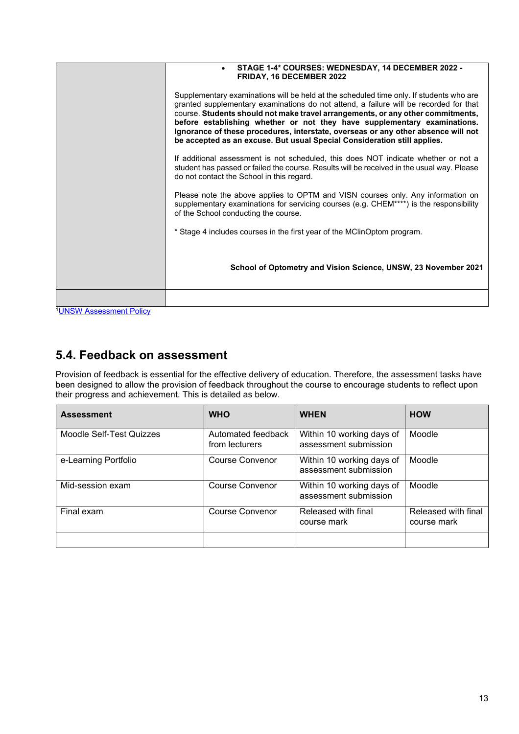| | • **STAGE 1-4* COURSES: WEDNESDAY, 14 DECEMBER 2022 - FRIDAY, 16 DECEMBER 2022**<br><br>Supplementary examinations will be held at the scheduled time only. If students who are granted supplementary examinations do not attend, a failure will be recorded for that course. **Students should not make travel arrangements, or any other commitments, before establishing whether or not they have supplementary examinations. Ignorance of these procedures, interstate, overseas or any other absence will not be accepted as an excuse. But usual Special Consideration still applies.**<br><br>If additional assessment is not scheduled, this does NOT indicate whether or not a student has passed or failed the course. Results will be received in the usual way. Please do not contact the School in this regard.<br><br>Please note the above applies to OPTM and VISN courses only. Any information on supplementary examinations for servicing courses (e.g. CHEM****) is the responsibility of the School conducting the course.<br><br>* Stage 4 includes courses in the first year of the MClinOptom program.<br><br>**School of Optometry and Vision Science, UNSW, 23 November 2021** |
|---|---|
| | |

[1]UNSW Assessment Policy

## 5.4. Feedback on assessment

Provision of feedback is essential for the effective delivery of education. Therefore, the assessment tasks have been designed to allow the provision of feedback throughout the course to encourage students to reflect upon their progress and achievement. This is detailed as below.

| Assessment | WHO | WHEN | HOW |
|---|---|---|---|
| Moodle Self-Test Quizzes | Automated feedback from lecturers | Within 10 working days of assessment submission | Moodle |
| e-Learning Portfolio | Course Convenor | Within 10 working days of assessment submission | Moodle |
| Mid-session exam | Course Convenor | Within 10 working days of assessment submission | Moodle |
| Final exam | Course Convenor | Released with final course mark | Released with final course mark |
| | | | |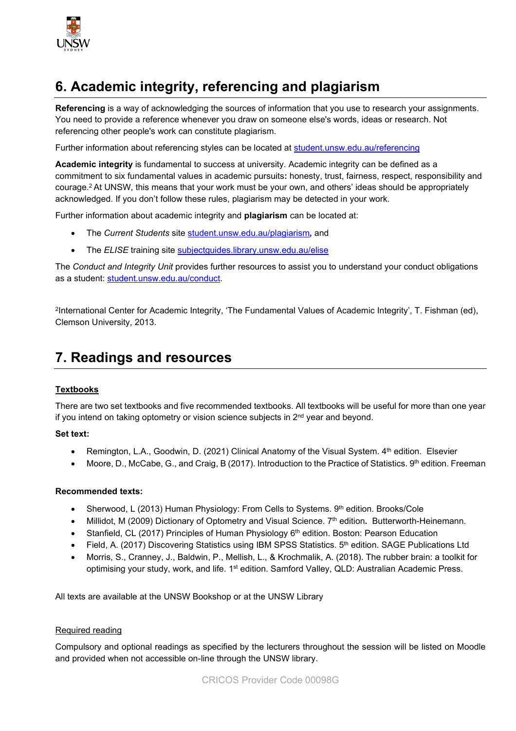## 6. Academic integrity, referencing and plagiarism

**Referencing** is a way of acknowledging the sources of information that you use to research your assignments. You need to provide a reference whenever you draw on someone else's words, ideas or research. Not referencing other people's work can constitute plagiarism.

Further information about referencing styles can be located at student.unsw.edu.au/referencing

**Academic integrity** is fundamental to success at university. Academic integrity can be defined as a commitment to six fundamental values in academic pursuits**:** honesty, trust, fairness, respect, responsibility and courage.[2] At UNSW, this means that your work must be your own, and others' ideas should be appropriately acknowledged. If you don't follow these rules, plagiarism may be detected in your work.

Further information about academic integrity and **plagiarism** can be located at:

- The *Current Students* site student.unsw.edu.au/plagiarism*,* and
- The *ELISE* training site subjectguides.library.unsw.edu.au/elise

The *Conduct and Integrity Unit* provides further resources to assist you to understand your conduct obligations as a student: student.unsw.edu.au/conduct.

[2]International Center for Academic Integrity, 'The Fundamental Values of Academic Integrity', T. Fishman (ed), Clemson University, 2013.

## 7. Readings and resources

**Textbooks**

There are two set textbooks and five recommended textbooks. All textbooks will be useful for more than one year if you intend on taking optometry or vision science subjects in 2nd year and beyond.

**Set text:**

- Remington, L.A., Goodwin, D. (2021) Clinical Anatomy of the Visual System. 4th edition. Elsevier
- Moore, D., McCabe, G., and Craig, B (2017). Introduction to the Practice of Statistics. 9th edition. Freeman

**Recommended texts:**

- Sherwood, L (2013) Human Physiology: From Cells to Systems. 9th edition. Brooks/Cole
- Millidot, M (2009) Dictionary of Optometry and Visual Science. 7th edition**.** Butterworth-Heinemann.
- Stanfield, CL (2017) Principles of Human Physiology 6th edition. Boston: Pearson Education
- Field, A. (2017) Discovering Statistics using IBM SPSS Statistics. 5th edition. SAGE Publications Ltd
- Morris, S., Cranney, J., Baldwin, P., Mellish, L., & Krochmalik, A. (2018). The rubber brain: a toolkit for optimising your study, work, and life. 1st edition. Samford Valley, QLD: Australian Academic Press.

All texts are available at the UNSW Bookshop or at the UNSW Library

Required reading

Compulsory and optional readings as specified by the lecturers throughout the session will be listed on Moodle and provided when not accessible on-line through the UNSW library.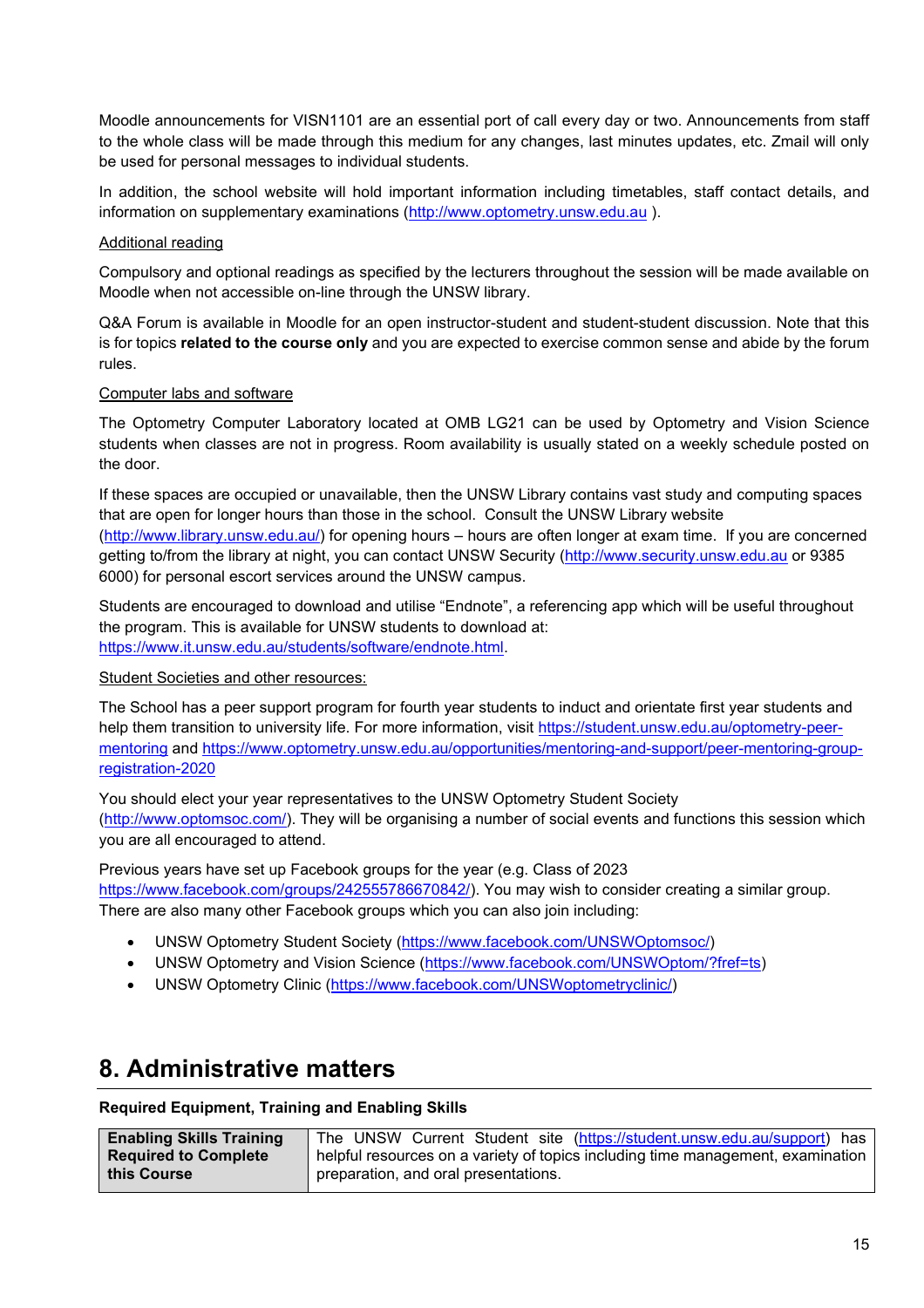Moodle announcements for VISN1101 are an essential port of call every day or two. Announcements from staff to the whole class will be made through this medium for any changes, last minutes updates, etc. Zmail will only be used for personal messages to individual students.

In addition, the school website will hold important information including timetables, staff contact details, and information on supplementary examinations (http://www.optometry.unsw.edu.au ).

Additional reading

Compulsory and optional readings as specified by the lecturers throughout the session will be made available on Moodle when not accessible on-line through the UNSW library.

Q&A Forum is available in Moodle for an open instructor-student and student-student discussion. Note that this is for topics **related to the course only** and you are expected to exercise common sense and abide by the forum rules.

Computer labs and software

The Optometry Computer Laboratory located at OMB LG21 can be used by Optometry and Vision Science students when classes are not in progress. Room availability is usually stated on a weekly schedule posted on the door.

If these spaces are occupied or unavailable, then the UNSW Library contains vast study and computing spaces that are open for longer hours than those in the school. Consult the UNSW Library website (http://www.library.unsw.edu.au/) for opening hours – hours are often longer at exam time. If you are concerned getting to/from the library at night, you can contact UNSW Security (http://www.security.unsw.edu.au or 9385 6000) for personal escort services around the UNSW campus.

Students are encouraged to download and utilise "Endnote", a referencing app which will be useful throughout the program. This is available for UNSW students to download at: https://www.it.unsw.edu.au/students/software/endnote.html.

Student Societies and other resources:

The School has a peer support program for fourth year students to induct and orientate first year students and help them transition to university life. For more information, visit https://student.unsw.edu.au/optometry-peer-mentoring and https://www.optometry.unsw.edu.au/opportunities/mentoring-and-support/peer-mentoring-group-registration-2020

You should elect your year representatives to the UNSW Optometry Student Society (http://www.optomsoc.com/). They will be organising a number of social events and functions this session which you are all encouraged to attend.

Previous years have set up Facebook groups for the year (e.g. Class of 2023 https://www.facebook.com/groups/242555786670842/). You may wish to consider creating a similar group. There are also many other Facebook groups which you can also join including:

- UNSW Optometry Student Society (https://www.facebook.com/UNSWOptomsoc/)
- UNSW Optometry and Vision Science (https://www.facebook.com/UNSWOptom/?fref=ts)
- UNSW Optometry Clinic (https://www.facebook.com/UNSWoptometryclinic/)

# 8. Administrative matters

**Required Equipment, Training and Enabling Skills**

| | |
|---|---|
| **Enabling Skills Training Required to Complete this Course** | The UNSW Current Student site (https://student.unsw.edu.au/support) has helpful resources on a variety of topics including time management, examination preparation, and oral presentations. |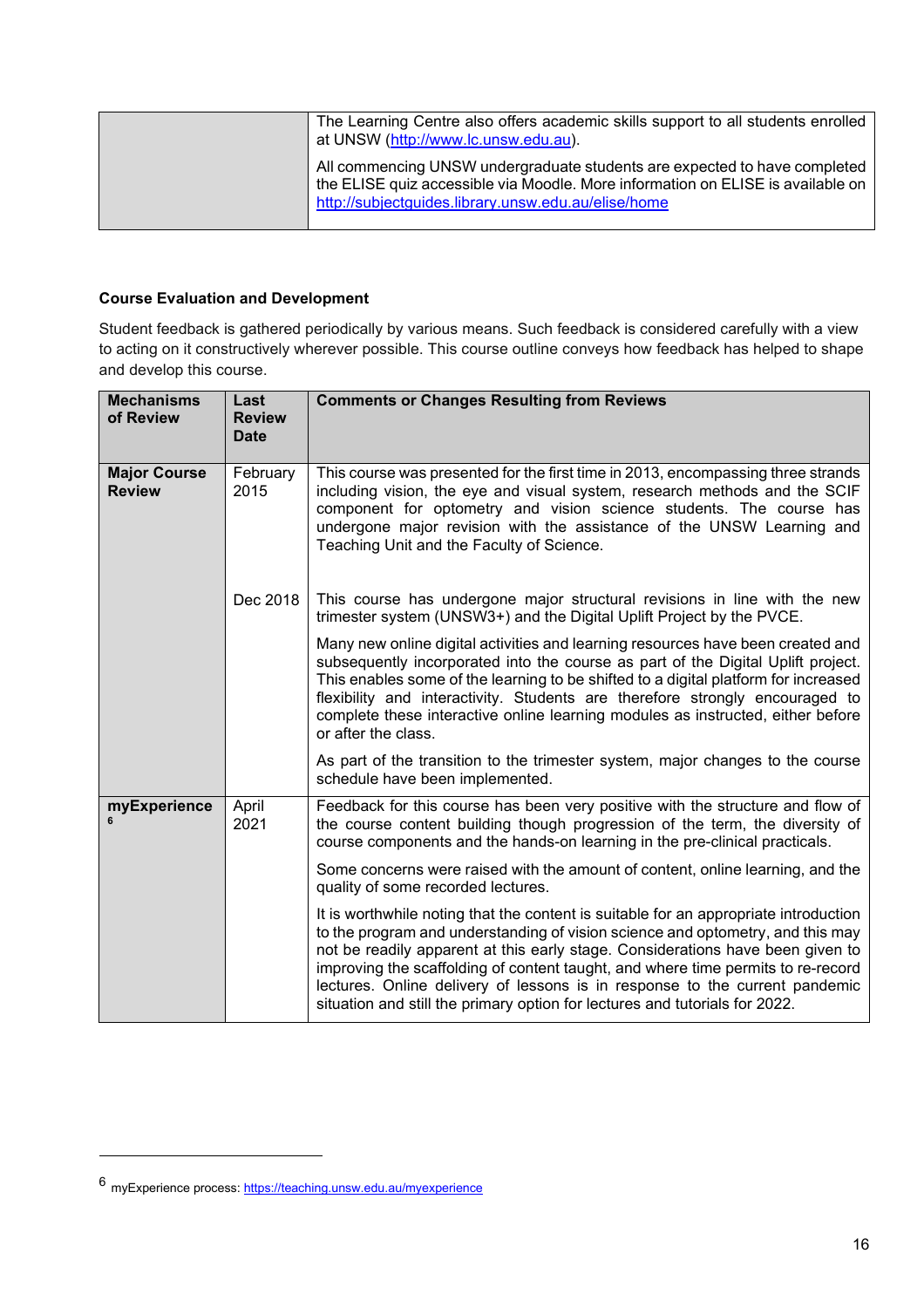| | |
|---|---|
| | The Learning Centre also offers academic skills support to all students enrolled at UNSW (http://www.lc.unsw.edu.au).<br><br>All commencing UNSW undergraduate students are expected to have completed the ELISE quiz accessible via Moodle. More information on ELISE is available on http://subjectguides.library.unsw.edu.au/elise/home |

**Course Evaluation and Development**

Student feedback is gathered periodically by various means. Such feedback is considered carefully with a view to acting on it constructively wherever possible. This course outline conveys how feedback has helped to shape and develop this course.

| Mechanisms of Review | Last Review Date | Comments or Changes Resulting from Reviews |
|---|---|---|
| **Major Course Review** | February 2015 | This course was presented for the first time in 2013, encompassing three strands including vision, the eye and visual system, research methods and the SCIF component for optometry and vision science students. The course has undergone major revision with the assistance of the UNSW Learning and Teaching Unit and the Faculty of Science. |
| | Dec 2018 | This course has undergone major structural revisions in line with the new trimester system (UNSW3+) and the Digital Uplift Project by the PVCE.<br><br>Many new online digital activities and learning resources have been created and subsequently incorporated into the course as part of the Digital Uplift project. This enables some of the learning to be shifted to a digital platform for increased flexibility and interactivity. Students are therefore strongly encouraged to complete these interactive online learning modules as instructed, either before or after the class.<br><br>As part of the transition to the trimester system, major changes to the course schedule have been implemented. |
| **myExperience** [6] | April 2021 | Feedback for this course has been very positive with the structure and flow of the course content building though progression of the term, the diversity of course components and the hands-on learning in the pre-clinical practicals.<br><br>Some concerns were raised with the amount of content, online learning, and the quality of some recorded lectures.<br><br>It is worthwhile noting that the content is suitable for an appropriate introduction to the program and understanding of vision science and optometry, and this may not be readily apparent at this early stage. Considerations have been given to improving the scaffolding of content taught, and where time permits to re-record lectures. Online delivery of lessons is in response to the current pandemic situation and still the primary option for lectures and tutorials for 2022. |

[6] myExperience process: https://teaching.unsw.edu.au/myexperience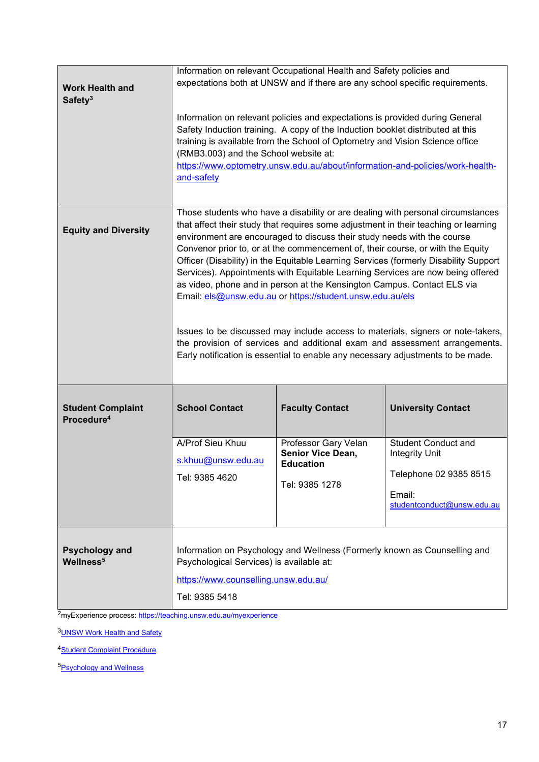| | | | |
|---|---|---|---|
| **Work Health and Safety**[3] | Information on relevant Occupational Health and Safety policies and expectations both at UNSW and if there are any school specific requirements.<br><br>Information on relevant policies and expectations is provided during General Safety Induction training. A copy of the Induction booklet distributed at this training is available from the School of Optometry and Vision Science office (RMB3.003) and the School website at: https://www.optometry.unsw.edu.au/about/information-and-policies/work-health-and-safety | | |
| **Equity and Diversity** | Those students who have a disability or are dealing with personal circumstances that affect their study that requires some adjustment in their teaching or learning environment are encouraged to discuss their study needs with the course Convenor prior to, or at the commencement of, their course, or with the Equity Officer (Disability) in the Equitable Learning Services (formerly Disability Support Services). Appointments with Equitable Learning Services are now being offered as video, phone and in person at the Kensington Campus. Contact ELS via Email: els@unsw.edu.au or https://student.unsw.edu.au/els<br><br>Issues to be discussed may include access to materials, signers or note-takers, the provision of services and additional exam and assessment arrangements. Early notification is essential to enable any necessary adjustments to be made. | | |
| **Student Complaint Procedure**[4] | **School Contact** | **Faculty Contact** | **University Contact** |
| | A/Prof Sieu Khuu<br>s.khuu@unsw.edu.au<br>Tel: 9385 4620 | Professor Gary Velan<br>**Senior Vice Dean, Education**<br>Tel: 9385 1278 | Student Conduct and Integrity Unit<br>Telephone 02 9385 8515<br>Email: studentconduct@unsw.edu.au |
| **Psychology and Wellness**[5] | Information on Psychology and Wellness (Formerly known as Counselling and Psychological Services) is available at:<br>https://www.counselling.unsw.edu.au/<br>Tel: 9385 5418 | | |

[2]myExperience process: https://teaching.unsw.edu.au/myexperience

[3]UNSW Work Health and Safety

[4]Student Complaint Procedure

[5]Psychology and Wellness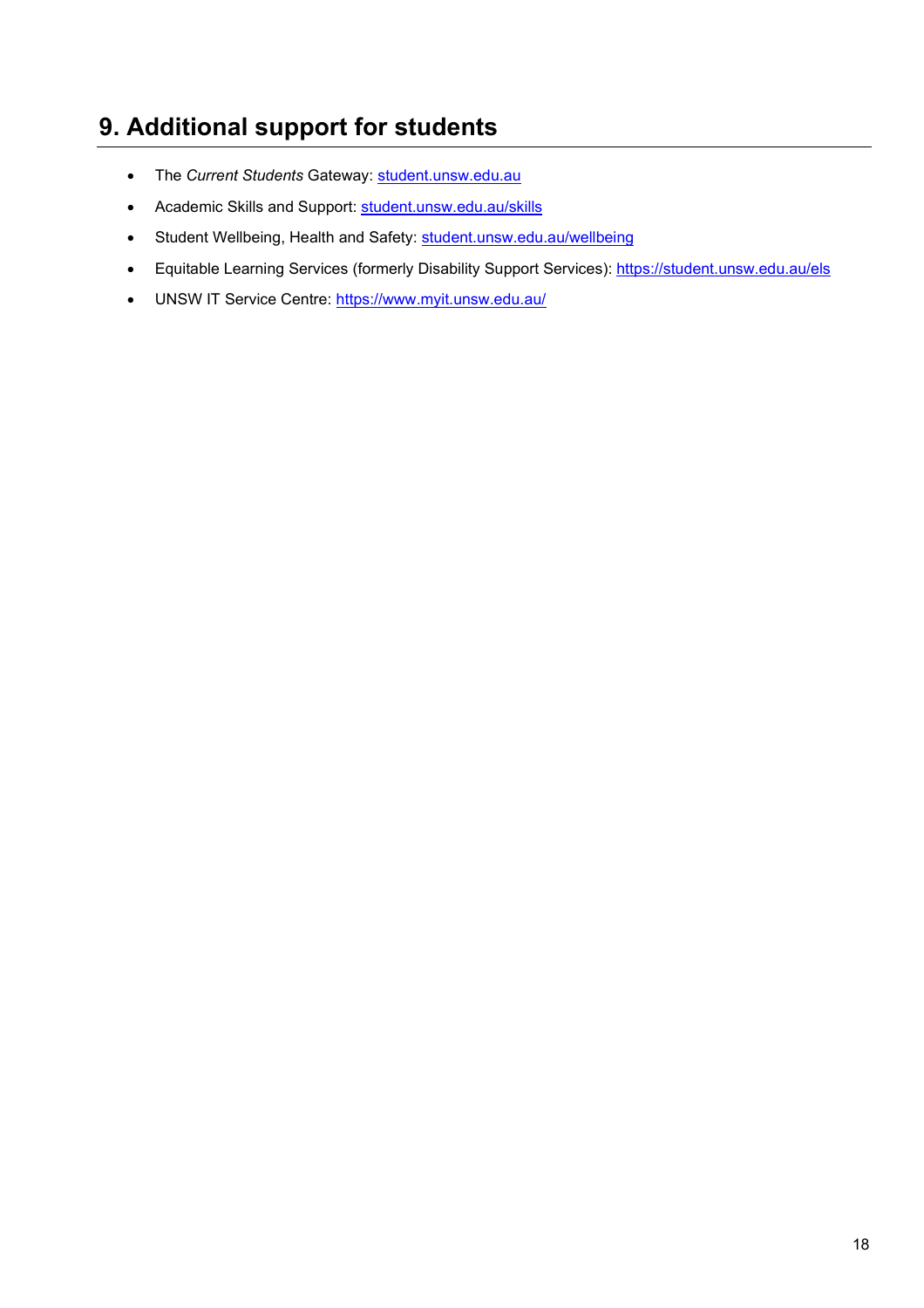## 9. Additional support for students

- The *Current Students* Gateway: student.unsw.edu.au
- Academic Skills and Support: student.unsw.edu.au/skills
- Student Wellbeing, Health and Safety: student.unsw.edu.au/wellbeing
- Equitable Learning Services (formerly Disability Support Services): https://student.unsw.edu.au/els
- UNSW IT Service Centre: https://www.myit.unsw.edu.au/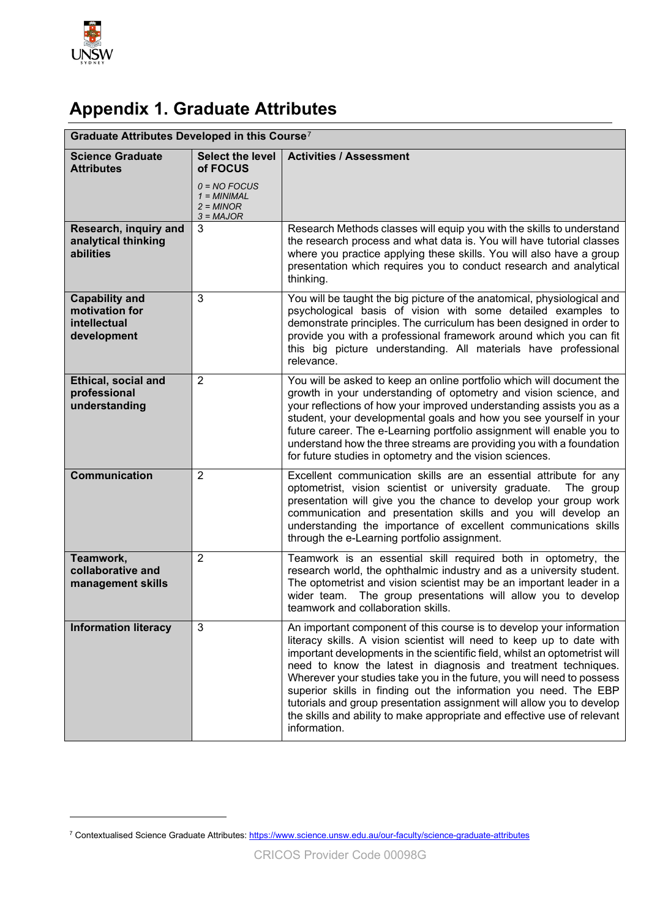# Appendix 1. Graduate Attributes

| Graduate Attributes Developed in this Course[7] | | |
|---|---|---|
| **Science Graduate Attributes** | **Select the level of FOCUS**<br>*0 = NO FOCUS*<br>*1 = MINIMAL*<br>*2 = MINOR*<br>*3 = MAJOR* | **Activities / Assessment** |
| **Research, inquiry and analytical thinking abilities** | 3 | Research Methods classes will equip you with the skills to understand the research process and what data is. You will have tutorial classes where you practice applying these skills. You will also have a group presentation which requires you to conduct research and analytical thinking. |
| **Capability and motivation for intellectual development** | 3 | You will be taught the big picture of the anatomical, physiological and psychological basis of vision with some detailed examples to demonstrate principles. The curriculum has been designed in order to provide you with a professional framework around which you can fit this big picture understanding. All materials have professional relevance. |
| **Ethical, social and professional understanding** | 2 | You will be asked to keep an online portfolio which will document the growth in your understanding of optometry and vision science, and your reflections of how your improved understanding assists you as a student, your developmental goals and how you see yourself in your future career. The e-Learning portfolio assignment will enable you to understand how the three streams are providing you with a foundation for future studies in optometry and the vision sciences. |
| **Communication** | 2 | Excellent communication skills are an essential attribute for any optometrist, vision scientist or university graduate. The group presentation will give you the chance to develop your group work communication and presentation skills and you will develop an understanding the importance of excellent communications skills through the e-Learning portfolio assignment. |
| **Teamwork, collaborative and management skills** | 2 | Teamwork is an essential skill required both in optometry, the research world, the ophthalmic industry and as a university student. The optometrist and vision scientist may be an important leader in a wider team. The group presentations will allow you to develop teamwork and collaboration skills. |
| **Information literacy** | 3 | An important component of this course is to develop your information literacy skills. A vision scientist will need to keep up to date with important developments in the scientific field, whilst an optometrist will need to know the latest in diagnosis and treatment techniques. Wherever your studies take you in the future, you will need to possess superior skills in finding out the information you need. The EBP tutorials and group presentation assignment will allow you to develop the skills and ability to make appropriate and effective use of relevant information. |

[7] Contextualised Science Graduate Attributes: https://www.science.unsw.edu.au/our-faculty/science-graduate-attributes

CRICOS Provider Code 00098G